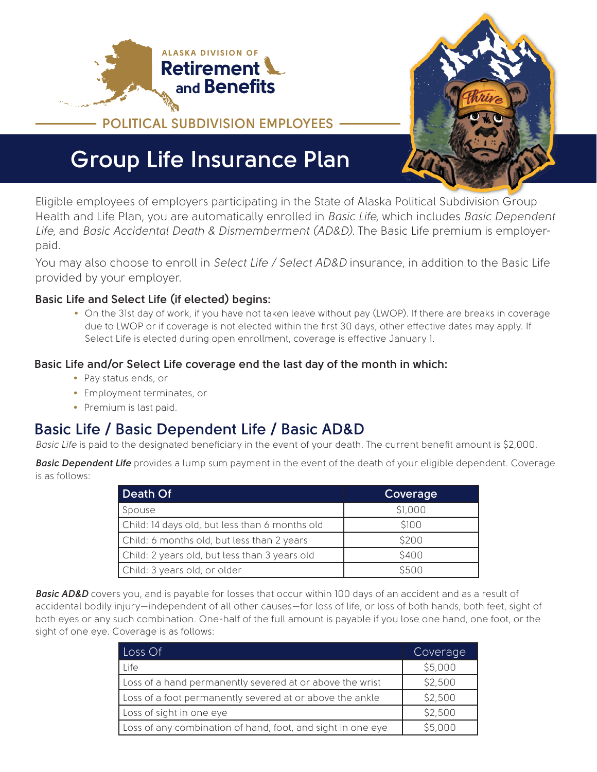ALASKA DIVISION OF **Retirement and Benefits**

POLITICAL SUBDIVISION EMPLOYEES

# Group Life Insurance Plan

Eligible employees of employers participating in the State of Alaska Political Subdivision Group Health and Life Plan, you are automatically enrolled in *Basic Life*, which includes *Basic Dependent Life*, and *Basic Accidental Death & Dismemberment (AD&D)*. The Basic Life premium is employer-paid.

You may also choose to enroll in *Select Life / Select AD&D* insurance, in addition to the Basic Life provided by your employer.

### Basic Life and Select Life (if elected) begins:

- On the 31st day of work, if you have not taken leave without pay (LWOP). If there are breaks in coverage due to LWOP or if coverage is not elected within the first 30 days, other effective dates may apply. If Select Life is elected during open enrollment, coverage is effective January 1.

### Basic Life and/or Select Life coverage end the last day of the month in which:

- Pay status ends, or
- Employment terminates, or
- Premium is last paid.

## Basic Life / Basic Dependent Life / Basic AD&D

*Basic Life* is paid to the designated beneficiary in the event of your death. The current benefit amount is $2,000.

***Basic Dependent Life*** provides a lump sum payment in the event of the death of your eligible dependent. Coverage is as follows:

| Death Of | Coverage |
|---|---|
| Spouse | $1,000 |
| Child: 14 days old, but less than 6 months old | $100 |
| Child: 6 months old, but less than 2 years | $200 |
| Child: 2 years old, but less than 3 years old | $400 |
| Child: 3 years old, or older | $500 |

***Basic AD&D*** covers you, and is payable for losses that occur within 100 days of an accident and as a result of accidental bodily injury—independent of all other causes—for loss of life, or loss of both hands, both feet, sight of both eyes or any such combination. One-half of the full amount is payable if you lose one hand, one foot, or the sight of one eye. Coverage is as follows:

| Loss Of | Coverage |
|---|---|
| Life | $5,000 |
| Loss of a hand permanently severed at or above the wrist | $2,500 |
| Loss of a foot permanently severed at or above the ankle | $2,500 |
| Loss of sight in one eye | $2,500 |
| Loss of any combination of hand, foot, and sight in one eye | $5,000 |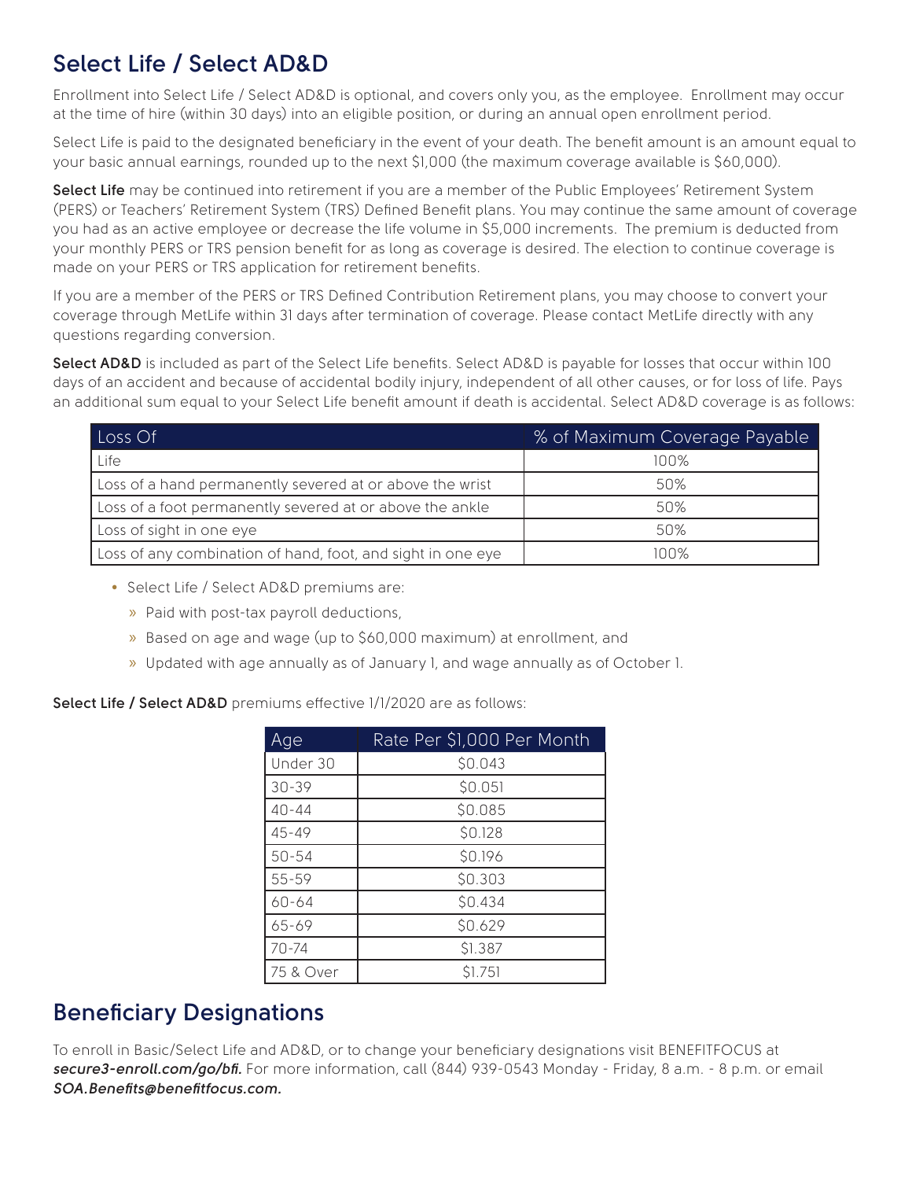## Select Life / Select AD&D

Enrollment into Select Life / Select AD&D is optional, and covers only you, as the employee. Enrollment may occur at the time of hire (within 30 days) into an eligible position, or during an annual open enrollment period.

Select Life is paid to the designated beneficiary in the event of your death. The benefit amount is an amount equal to your basic annual earnings, rounded up to the next $1,000 (the maximum coverage available is $60,000).

**Select Life** may be continued into retirement if you are a member of the Public Employees' Retirement System (PERS) or Teachers' Retirement System (TRS) Defined Benefit plans. You may continue the same amount of coverage you had as an active employee or decrease the life volume in $5,000 increments. The premium is deducted from your monthly PERS or TRS pension benefit for as long as coverage is desired. The election to continue coverage is made on your PERS or TRS application for retirement benefits.

If you are a member of the PERS or TRS Defined Contribution Retirement plans, you may choose to convert your coverage through MetLife within 31 days after termination of coverage. Please contact MetLife directly with any questions regarding conversion.

**Select AD&D** is included as part of the Select Life benefits. Select AD&D is payable for losses that occur within 100 days of an accident and because of accidental bodily injury, independent of all other causes, or for loss of life. Pays an additional sum equal to your Select Life benefit amount if death is accidental. Select AD&D coverage is as follows:

| Loss Of | % of Maximum Coverage Payable |
|---|---|
| Life | 100% |
| Loss of a hand permanently severed at or above the wrist | 50% |
| Loss of a foot permanently severed at or above the ankle | 50% |
| Loss of sight in one eye | 50% |
| Loss of any combination of hand, foot, and sight in one eye | 100% |

- Select Life / Select AD&D premiums are:
  - Paid with post-tax payroll deductions,
  - Based on age and wage (up to $60,000 maximum) at enrollment, and
  - Updated with age annually as of January 1, and wage annually as of October 1.

**Select Life / Select AD&D** premiums effective 1/1/2020 are as follows:

| Age | Rate Per $1,000 Per Month |
|---|---|
| Under 30 | $0.043 |
| 30-39 | $0.051 |
| 40-44 | $0.085 |
| 45-49 | $0.128 |
| 50-54 | $0.196 |
| 55-59 | $0.303 |
| 60-64 | $0.434 |
| 65-69 | $0.629 |
| 70-74 | $1.387 |
| 75 & Over | $1.751 |

## Beneficiary Designations

To enroll in Basic/Select Life and AD&D, or to change your beneficiary designations visit BENEFITFOCUS at ***secure3-enroll.com/go/bfi.*** For more information, call (844) 939-0543 Monday - Friday, 8 a.m. - 8 p.m. or email ***SOA.Benefits@benefitfocus.com.***